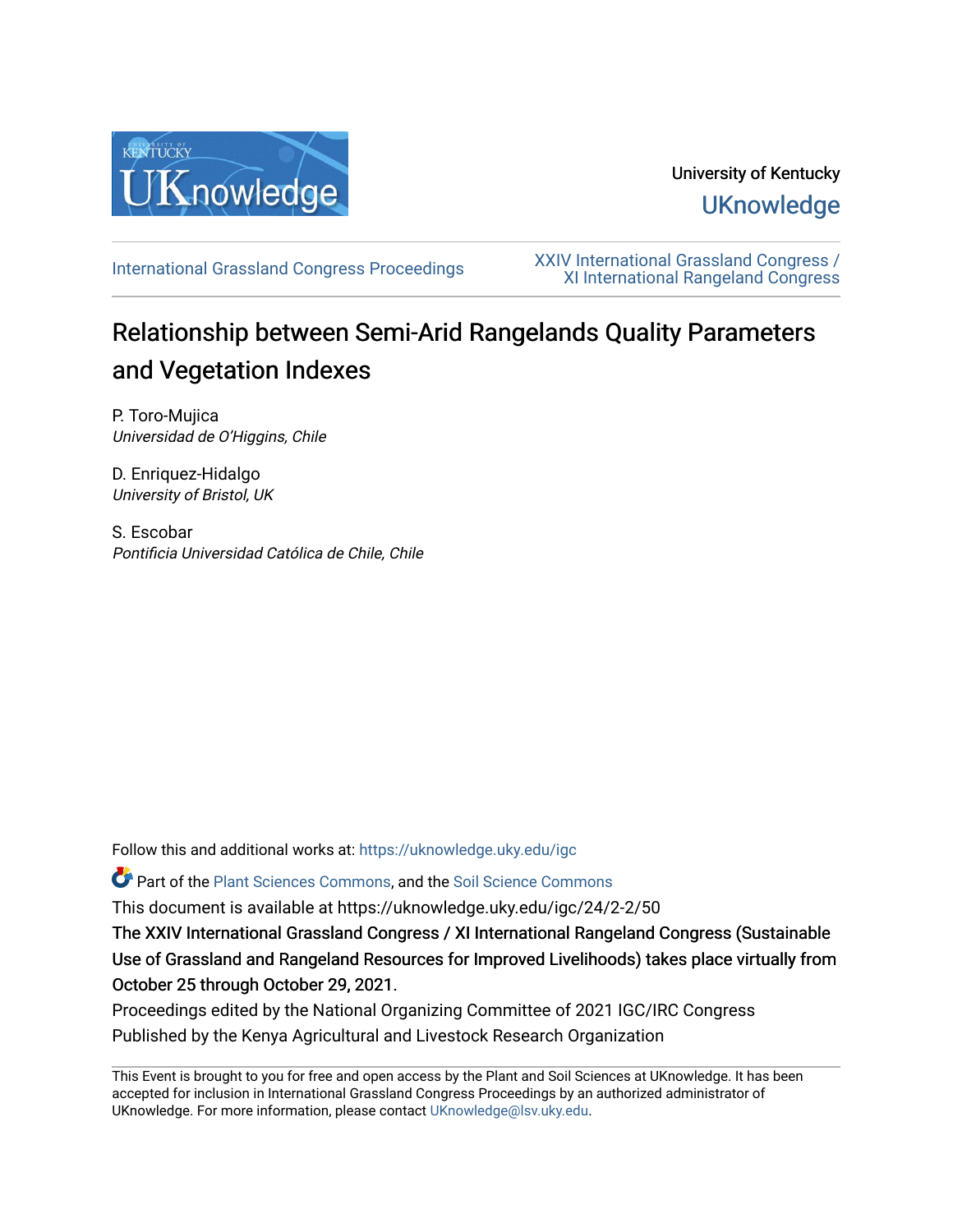University of Kentucky

UKnowledge

International Grassland Congress Proceedings

XXIV International Grassland Congress / XI International Rangeland Congress

# Relationship between Semi-Arid Rangelands Quality Parameters and Vegetation Indexes

P. Toro-Mujica
*Universidad de O'Higgins, Chile*

D. Enriquez-Hidalgo
*University of Bristol, UK*

S. Escobar
*Pontificia Universidad Católica de Chile, Chile*

Follow this and additional works at: https://uknowledge.uky.edu/igc

Part of the Plant Sciences Commons, and the Soil Science Commons

This document is available at https://uknowledge.uky.edu/igc/24/2-2/50

The XXIV International Grassland Congress / XI International Rangeland Congress (Sustainable Use of Grassland and Rangeland Resources for Improved Livelihoods) takes place virtually from October 25 through October 29, 2021.

Proceedings edited by the National Organizing Committee of 2021 IGC/IRC Congress
Published by the Kenya Agricultural and Livestock Research Organization

This Event is brought to you for free and open access by the Plant and Soil Sciences at UKnowledge. It has been accepted for inclusion in International Grassland Congress Proceedings by an authorized administrator of UKnowledge. For more information, please contact UKnowledge@lsv.uky.edu.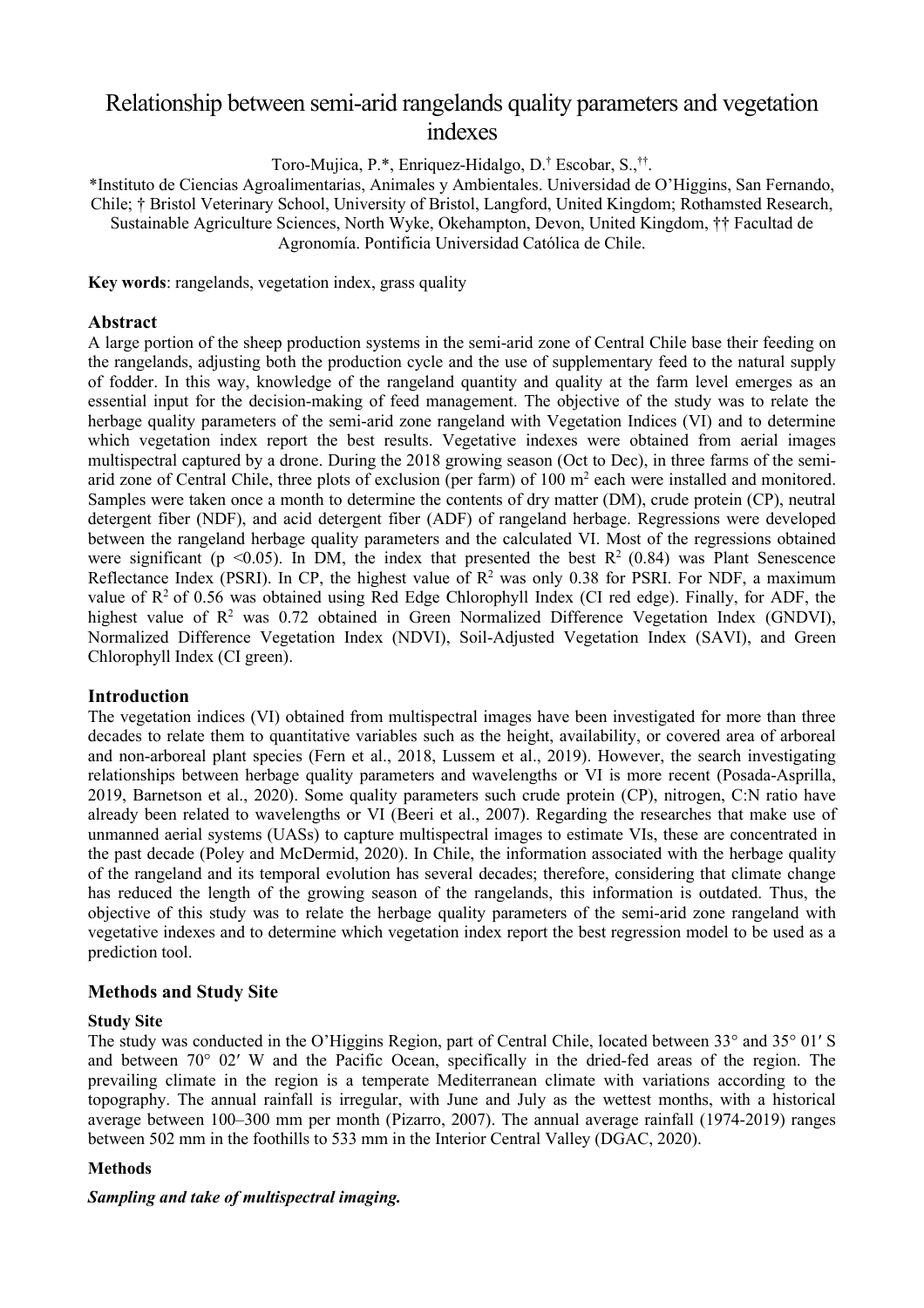# Relationship between semi-arid rangelands quality parameters and vegetation indexes

Toro-Mujica, P.*, Enriquez-Hidalgo, D.[†] Escobar, S.,[††].

*Instituto de Ciencias Agroalimentarias, Animales y Ambientales. Universidad de O'Higgins, San Fernando, Chile; † Bristol Veterinary School, University of Bristol, Langford, United Kingdom; Rothamsted Research, Sustainable Agriculture Sciences, North Wyke, Okehampton, Devon, United Kingdom, †† Facultad de Agronomía. Pontificia Universidad Católica de Chile.

**Key words**: rangelands, vegetation index, grass quality

## Abstract

A large portion of the sheep production systems in the semi-arid zone of Central Chile base their feeding on the rangelands, adjusting both the production cycle and the use of supplementary feed to the natural supply of fodder. In this way, knowledge of the rangeland quantity and quality at the farm level emerges as an essential input for the decision-making of feed management. The objective of the study was to relate the herbage quality parameters of the semi-arid zone rangeland with Vegetation Indices (VI) and to determine which vegetation index report the best results. Vegetative indexes were obtained from aerial images multispectral captured by a drone. During the 2018 growing season (Oct to Dec), in three farms of the semi-arid zone of Central Chile, three plots of exclusion (per farm) of 100 $m^2$ each were installed and monitored. Samples were taken once a month to determine the contents of dry matter (DM), crude protein (CP), neutral detergent fiber (NDF), and acid detergent fiber (ADF) of rangeland herbage. Regressions were developed between the rangeland herbage quality parameters and the calculated VI. Most of the regressions obtained were significant ($p < 0.05$). In DM, the index that presented the best $R^2$ (0.84) was Plant Senescence Reflectance Index (PSRI). In CP, the highest value of $R^2$ was only 0.38 for PSRI. For NDF, a maximum value of $R^2$ of 0.56 was obtained using Red Edge Chlorophyll Index (CI red edge). Finally, for ADF, the highest value of $R^2$ was 0.72 obtained in Green Normalized Difference Vegetation Index (GNDVI), Normalized Difference Vegetation Index (NDVI), Soil-Adjusted Vegetation Index (SAVI), and Green Chlorophyll Index (CI green).

## Introduction

The vegetation indices (VI) obtained from multispectral images have been investigated for more than three decades to relate them to quantitative variables such as the height, availability, or covered area of arboreal and non-arboreal plant species (Fern et al., 2018, Lussem et al., 2019). However, the search investigating relationships between herbage quality parameters and wavelengths or VI is more recent (Posada-Asprilla, 2019, Barnetson et al., 2020). Some quality parameters such crude protein (CP), nitrogen, C:N ratio have already been related to wavelengths or VI (Beeri et al., 2007). Regarding the researches that make use of unmanned aerial systems (UASs) to capture multispectral images to estimate VIs, these are concentrated in the past decade (Poley and McDermid, 2020). In Chile, the information associated with the herbage quality of the rangeland and its temporal evolution has several decades; therefore, considering that climate change has reduced the length of the growing season of the rangelands, this information is outdated. Thus, the objective of this study was to relate the herbage quality parameters of the semi-arid zone rangeland with vegetative indexes and to determine which vegetation index report the best regression model to be used as a prediction tool.

## Methods and Study Site

### Study Site

The study was conducted in the O'Higgins Region, part of Central Chile, located between 33° and 35° 01′ S and between 70° 02′ W and the Pacific Ocean, specifically in the dried-fed areas of the region. The prevailing climate in the region is a temperate Mediterranean climate with variations according to the topography. The annual rainfall is irregular, with June and July as the wettest months, with a historical average between 100–300 mm per month (Pizarro, 2007). The annual average rainfall (1974-2019) ranges between 502 mm in the foothills to 533 mm in the Interior Central Valley (DGAC, 2020).

### Methods

***Sampling and take of multispectral imaging.***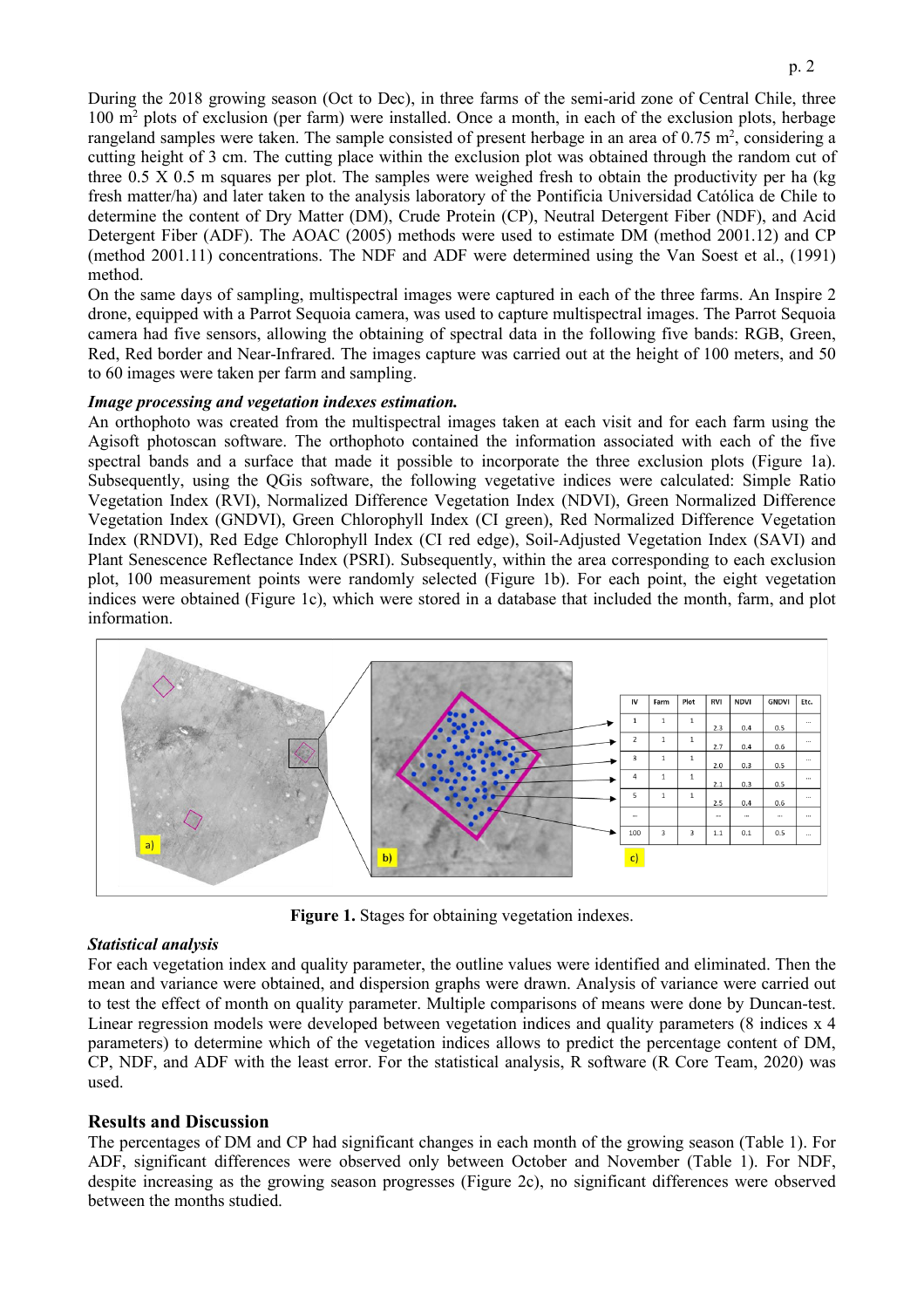During the 2018 growing season (Oct to Dec), in three farms of the semi-arid zone of Central Chile, three 100 $m^2$ plots of exclusion (per farm) were installed. Once a month, in each of the exclusion plots, herbage rangeland samples were taken. The sample consisted of present herbage in an area of 0.75 $m^2$, considering a cutting height of 3 cm. The cutting place within the exclusion plot was obtained through the random cut of three 0.5 X 0.5 m squares per plot. The samples were weighed fresh to obtain the productivity per ha (kg fresh matter/ha) and later taken to the analysis laboratory of the Pontificia Universidad Católica de Chile to determine the content of Dry Matter (DM), Crude Protein (CP), Neutral Detergent Fiber (NDF), and Acid Detergent Fiber (ADF). The AOAC (2005) methods were used to estimate DM (method 2001.12) and CP (method 2001.11) concentrations. The NDF and ADF were determined using the Van Soest et al., (1991) method.

On the same days of sampling, multispectral images were captured in each of the three farms. An Inspire 2 drone, equipped with a Parrot Sequoia camera, was used to capture multispectral images. The Parrot Sequoia camera had five sensors, allowing the obtaining of spectral data in the following five bands: RGB, Green, Red, Red border and Near-Infrared. The images capture was carried out at the height of 100 meters, and 50 to 60 images were taken per farm and sampling.

***Image processing and vegetation indexes estimation.***

An orthophoto was created from the multispectral images taken at each visit and for each farm using the Agisoft photoscan software. The orthophoto contained the information associated with each of the five spectral bands and a surface that made it possible to incorporate the three exclusion plots (Figure 1a). Subsequently, using the QGis software, the following vegetative indices were calculated: Simple Ratio Vegetation Index (RVI), Normalized Difference Vegetation Index (NDVI), Green Normalized Difference Vegetation Index (GNDVI), Green Chlorophyll Index (CI green), Red Normalized Difference Vegetation Index (RNDVI), Red Edge Chlorophyll Index (CI red edge), Soil-Adjusted Vegetation Index (SAVI) and Plant Senescence Reflectance Index (PSRI). Subsequently, within the area corresponding to each exclusion plot, 100 measurement points were randomly selected (Figure 1b). For each point, the eight vegetation indices were obtained (Figure 1c), which were stored in a database that included the month, farm, and plot information.

| IV | Farm | Plot | RVI | NDVI | GNDVI | Etc. |
|---|---|---|---|---|---|---|
| 1 | 1 | 1 | 2.3 | 0.4 | 0.5 | ... |
| 2 | 1 | 1 | 2.7 | 0.4 | 0.6 | ... |
| 3 | 1 | 1 | 2.0 | 0.3 | 0.5 | ... |
| 4 | 1 | 1 | 2.1 | 0.3 | 0.5 | ... |
| 5 | 1 | 1 | 2.5 | 0.4 | 0.6 | ... |
| ... | | | ... | ... | ... | ... |
| 100 | 3 | 3 | 1.1 | 0.1 | 0.5 | ... |

**Figure 1.** Stages for obtaining vegetation indexes.

***Statistical analysis***

For each vegetation index and quality parameter, the outline values were identified and eliminated. Then the mean and variance were obtained, and dispersion graphs were drawn. Analysis of variance were carried out to test the effect of month on quality parameter. Multiple comparisons of means were done by Duncan-test. Linear regression models were developed between vegetation indices and quality parameters (8 indices x 4 parameters) to determine which of the vegetation indices allows to predict the percentage content of DM, CP, NDF, and ADF with the least error. For the statistical analysis, R software (R Core Team, 2020) was used.

## Results and Discussion

The percentages of DM and CP had significant changes in each month of the growing season (Table 1). For ADF, significant differences were observed only between October and November (Table 1). For NDF, despite increasing as the growing season progresses (Figure 2c), no significant differences were observed between the months studied.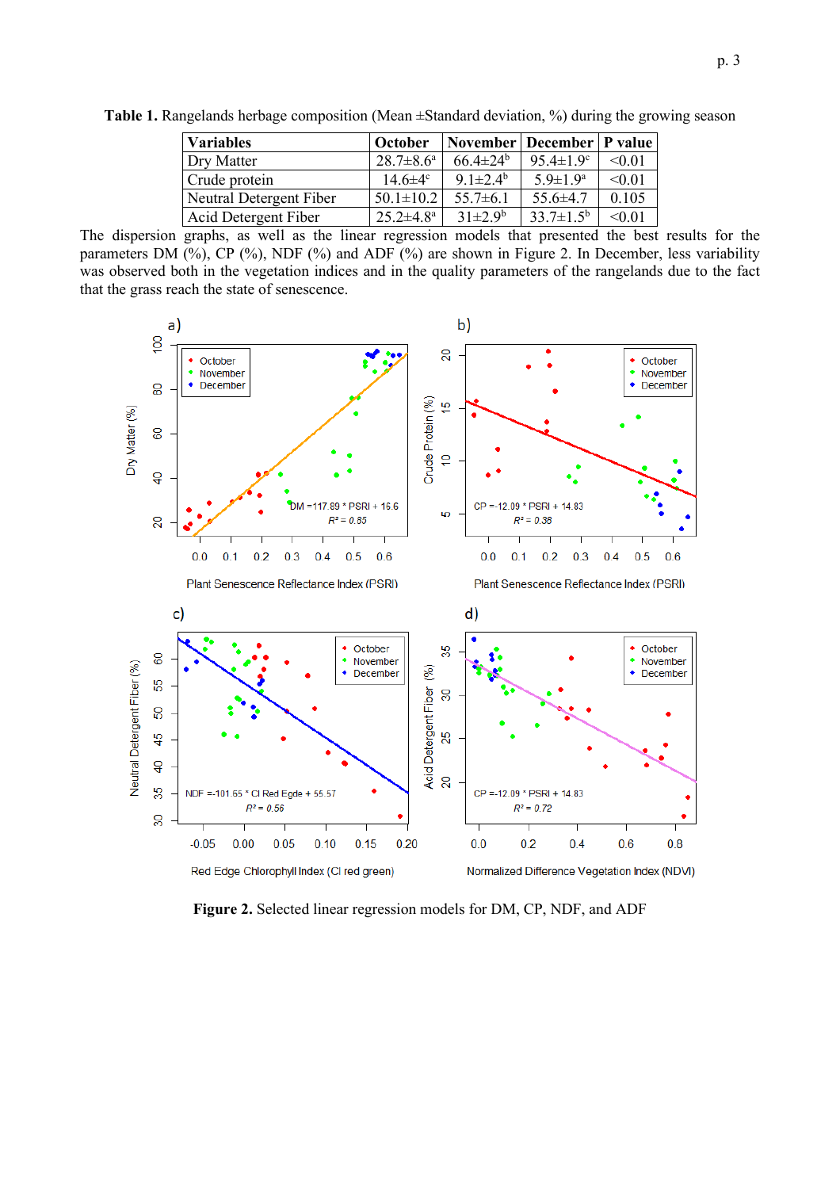**Table 1.** Rangelands herbage composition (Mean ±Standard deviation, %) during the growing season

| Variables | October | November | December | P value |
|---|---|---|---|---|
| Dry Matter | 28.7±8.6[a] | 66.4±24[b] | 95.4±1.9[c] | <0.01 |
| Crude protein | 14.6±4[c] | 9.1±2.4[b] | 5.9±1.9[a] | <0.01 |
| Neutral Detergent Fiber | 50.1±10.2 | 55.7±6.1 | 55.6±4.7 | 0.105 |
| Acid Detergent Fiber | 25.2±4.8[a] | 31±2.9[b] | 33.7±1.5[b] | <0.01 |

The dispersion graphs, as well as the linear regression models that presented the best results for the parameters DM (%), CP (%), NDF (%) and ADF (%) are shown in Figure 2. In December, less variability was observed both in the vegetation indices and in the quality parameters of the rangelands due to the fact that the grass reach the state of senescence.

**Figure 2.** Selected linear regression models for DM, CP, NDF, and ADF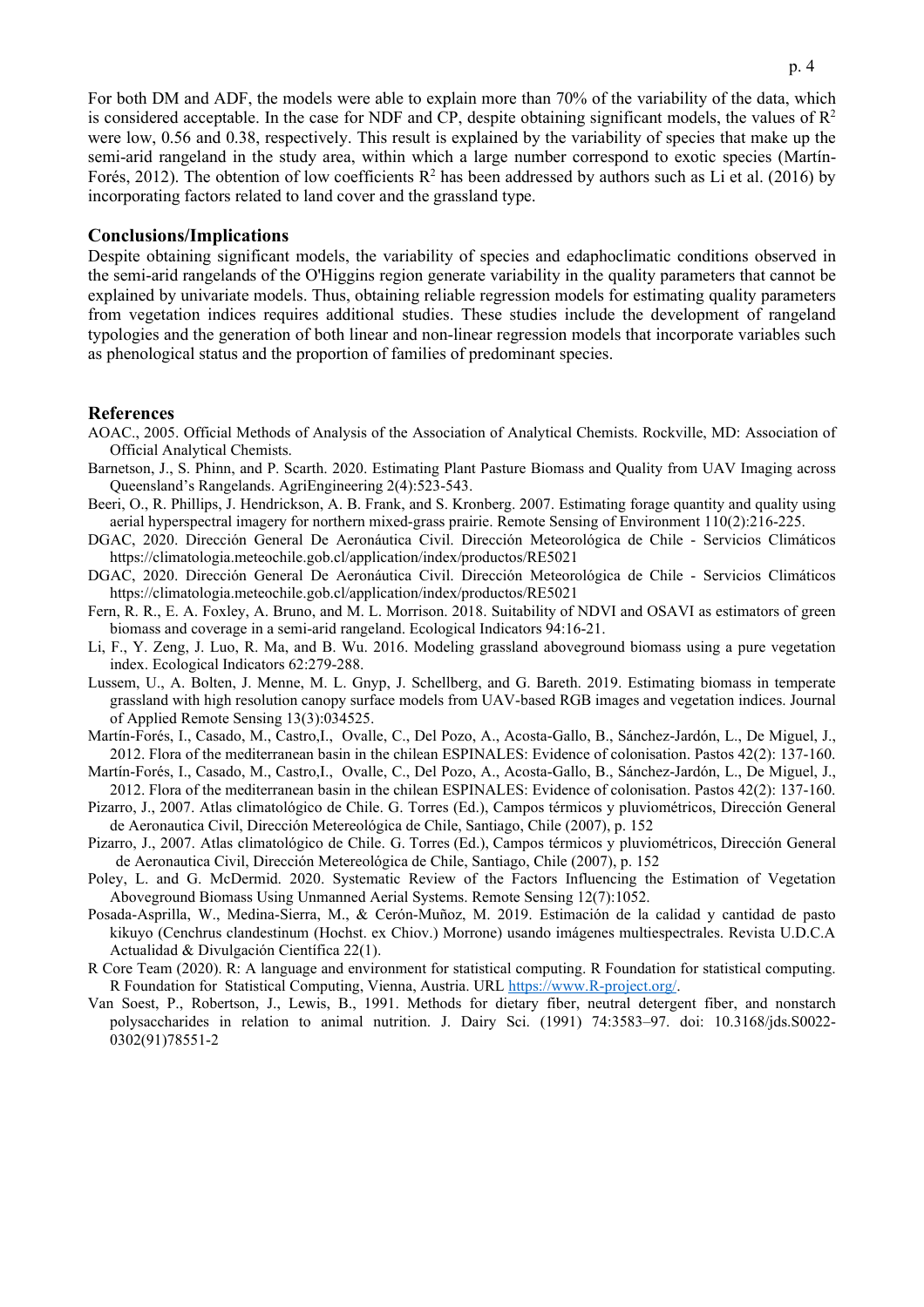For both DM and ADF, the models were able to explain more than 70% of the variability of the data, which is considered acceptable. In the case for NDF and CP, despite obtaining significant models, the values of $R^2$ were low, 0.56 and 0.38, respectively. This result is explained by the variability of species that make up the semi-arid rangeland in the study area, within which a large number correspond to exotic species (Martín-Forés, 2012). The obtention of low coefficients $R^2$ has been addressed by authors such as Li et al. (2016) by incorporating factors related to land cover and the grassland type.

## Conclusions/Implications

Despite obtaining significant models, the variability of species and edaphoclimatic conditions observed in the semi-arid rangelands of the O'Higgins region generate variability in the quality parameters that cannot be explained by univariate models. Thus, obtaining reliable regression models for estimating quality parameters from vegetation indices requires additional studies. These studies include the development of rangeland typologies and the generation of both linear and non-linear regression models that incorporate variables such as phenological status and the proportion of families of predominant species.

## References

AOAC., 2005. Official Methods of Analysis of the Association of Analytical Chemists. Rockville, MD: Association of Official Analytical Chemists.

Barnetson, J., S. Phinn, and P. Scarth. 2020. Estimating Plant Pasture Biomass and Quality from UAV Imaging across Queensland's Rangelands. AgriEngineering 2(4):523-543.

Beeri, O., R. Phillips, J. Hendrickson, A. B. Frank, and S. Kronberg. 2007. Estimating forage quantity and quality using aerial hyperspectral imagery for northern mixed-grass prairie. Remote Sensing of Environment 110(2):216-225.

DGAC, 2020. Dirección General De Aeronáutica Civil. Dirección Meteorológica de Chile - Servicios Climáticos https://climatologia.meteochile.gob.cl/application/index/productos/RE5021

DGAC, 2020. Dirección General De Aeronáutica Civil. Dirección Meteorológica de Chile - Servicios Climáticos https://climatologia.meteochile.gob.cl/application/index/productos/RE5021

Fern, R. R., E. A. Foxley, A. Bruno, and M. L. Morrison. 2018. Suitability of NDVI and OSAVI as estimators of green biomass and coverage in a semi-arid rangeland. Ecological Indicators 94:16-21.

Li, F., Y. Zeng, J. Luo, R. Ma, and B. Wu. 2016. Modeling grassland aboveground biomass using a pure vegetation index. Ecological Indicators 62:279-288.

Lussem, U., A. Bolten, J. Menne, M. L. Gnyp, J. Schellberg, and G. Bareth. 2019. Estimating biomass in temperate grassland with high resolution canopy surface models from UAV-based RGB images and vegetation indices. Journal of Applied Remote Sensing 13(3):034525.

Martín-Forés, I., Casado, M., Castro,I., Ovalle, C., Del Pozo, A., Acosta-Gallo, B., Sánchez-Jardón, L., De Miguel, J., 2012. Flora of the mediterranean basin in the chilean ESPINALES: Evidence of colonisation. Pastos 42(2): 137-160.

Martín-Forés, I., Casado, M., Castro,I., Ovalle, C., Del Pozo, A., Acosta-Gallo, B., Sánchez-Jardón, L., De Miguel, J., 2012. Flora of the mediterranean basin in the chilean ESPINALES: Evidence of colonisation. Pastos 42(2): 137-160.

Pizarro, J., 2007. Atlas climatológico de Chile. G. Torres (Ed.), Campos térmicos y pluviométricos, Dirección General de Aeronautica Civil, Dirección Metereológica de Chile, Santiago, Chile (2007), p. 152

Pizarro, J., 2007. Atlas climatológico de Chile. G. Torres (Ed.), Campos térmicos y pluviométricos, Dirección General de Aeronautica Civil, Dirección Metereológica de Chile, Santiago, Chile (2007), p. 152

Poley, L. and G. McDermid. 2020. Systematic Review of the Factors Influencing the Estimation of Vegetation Aboveground Biomass Using Unmanned Aerial Systems. Remote Sensing 12(7):1052.

Posada-Asprilla, W., Medina-Sierra, M., & Cerón-Muñoz, M. 2019. Estimación de la calidad y cantidad de pasto kikuyo (Cenchrus clandestinum (Hochst. ex Chiov.) Morrone) usando imágenes multiespectrales. Revista U.D.C.A Actualidad & Divulgación Científica 22(1).

R Core Team (2020). R: A language and environment for statistical computing. R Foundation for statistical computing. R Foundation for Statistical Computing, Vienna, Austria. URL https://www.R-project.org/.

Van Soest, P., Robertson, J., Lewis, B., 1991. Methods for dietary fiber, neutral detergent fiber, and nonstarch polysaccharides in relation to animal nutrition. J. Dairy Sci. (1991) 74:3583–97. doi: 10.3168/jds.S0022-0302(91)78551-2